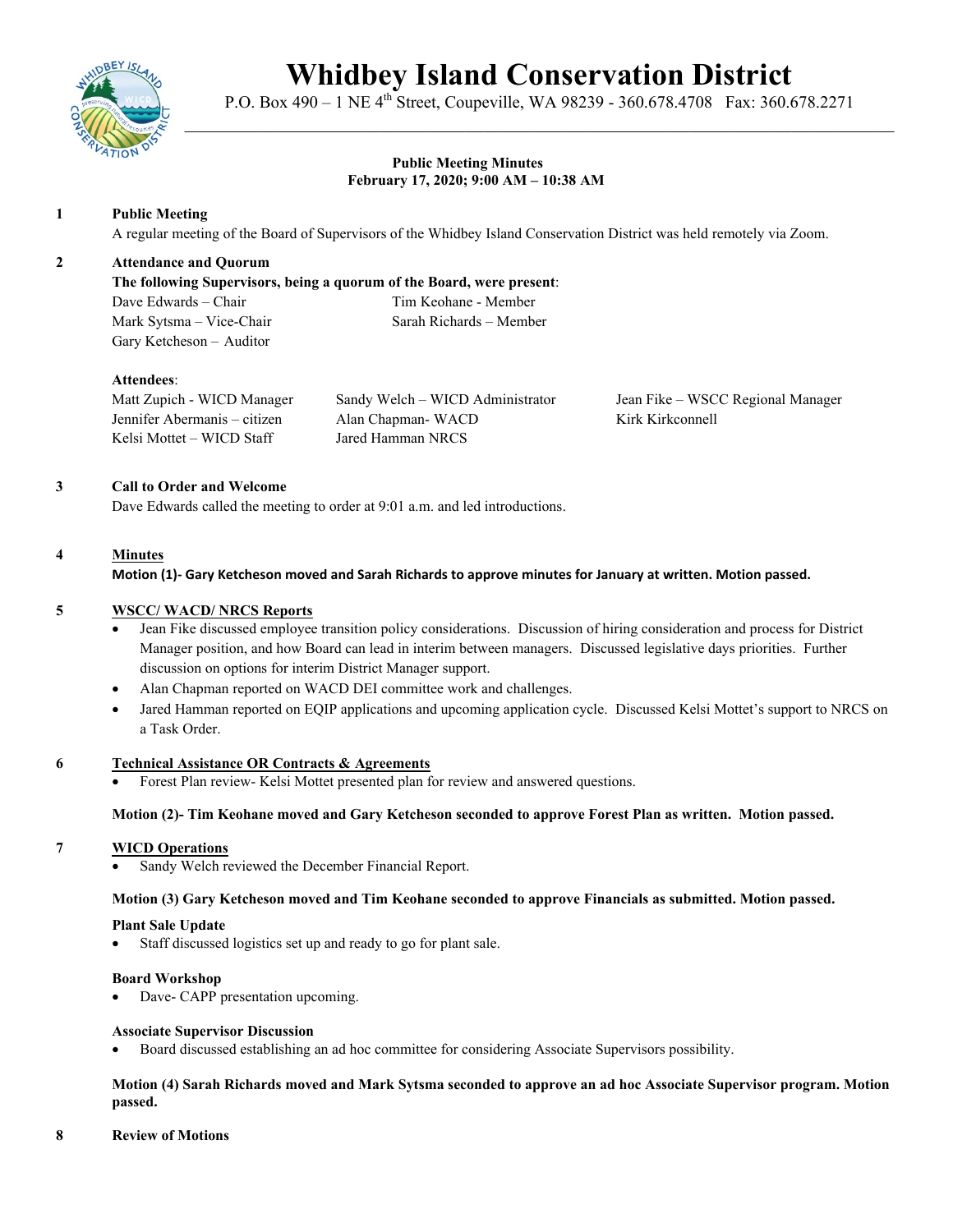# Whidbey Island Conservation District

P.O. Box 490 – 1 NE 4th Street, Coupeville, WA 98239 - 360.678.4708 Fax: 360.678.2271

**Public Meeting Minutes**
**February 17, 2020; 9:00 AM – 10:38 AM**

**1 Public Meeting**

A regular meeting of the Board of Supervisors of the Whidbey Island Conservation District was held remotely via Zoom.

**2 Attendance and Quorum**

**The following Supervisors, being a quorum of the Board, were present**:

Dave Edwards – Chair
Mark Sytsma – Vice-Chair
Gary Ketcheson – Auditor
Tim Keohane - Member
Sarah Richards – Member

**Attendees**:

Matt Zupich - WICD Manager
Jennifer Abermanis – citizen
Kelsi Mottet – WICD Staff
Sandy Welch – WICD Administrator
Alan Chapman- WACD
Jared Hamman NRCS
Jean Fike – WSCC Regional Manager
Kirk Kirkconnell

**3 Call to Order and Welcome**

Dave Edwards called the meeting to order at 9:01 a.m. and led introductions.

**4 Minutes**

**Motion (1)- Gary Ketcheson moved and Sarah Richards to approve minutes for January at written. Motion passed.**

**5 WSCC/ WACD/ NRCS Reports**

- Jean Fike discussed employee transition policy considerations. Discussion of hiring consideration and process for District Manager position, and how Board can lead in interim between managers. Discussed legislative days priorities. Further discussion on options for interim District Manager support.
- Alan Chapman reported on WACD DEI committee work and challenges.
- Jared Hamman reported on EQIP applications and upcoming application cycle. Discussed Kelsi Mottet's support to NRCS on a Task Order.

**6 Technical Assistance OR Contracts & Agreements**

- Forest Plan review- Kelsi Mottet presented plan for review and answered questions.

**Motion (2)- Tim Keohane moved and Gary Ketcheson seconded to approve Forest Plan as written. Motion passed.**

**7 WICD Operations**

- Sandy Welch reviewed the December Financial Report.

**Motion (3) Gary Ketcheson moved and Tim Keohane seconded to approve Financials as submitted. Motion passed.**

**Plant Sale Update**

- Staff discussed logistics set up and ready to go for plant sale.

**Board Workshop**

- Dave- CAPP presentation upcoming.

**Associate Supervisor Discussion**

- Board discussed establishing an ad hoc committee for considering Associate Supervisors possibility.

**Motion (4) Sarah Richards moved and Mark Sytsma seconded to approve an ad hoc Associate Supervisor program. Motion passed.**

**8 Review of Motions**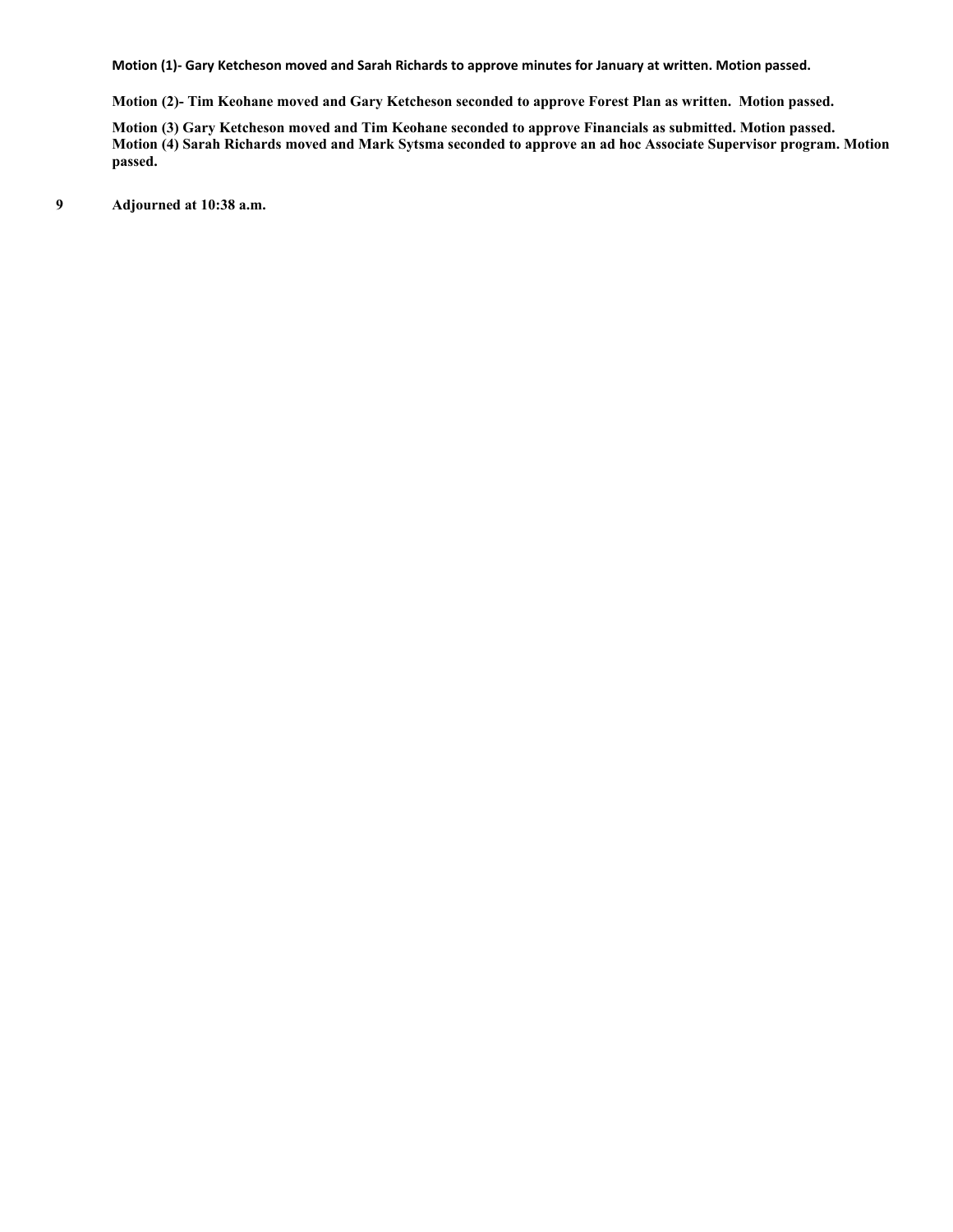**Motion (1)- Gary Ketcheson moved and Sarah Richards to approve minutes for January at written. Motion passed.**

**Motion (2)- Tim Keohane moved and Gary Ketcheson seconded to approve Forest Plan as written. Motion passed.**

**Motion (3) Gary Ketcheson moved and Tim Keohane seconded to approve Financials as submitted. Motion passed.**
**Motion (4) Sarah Richards moved and Mark Sytsma seconded to approve an ad hoc Associate Supervisor program. Motion passed.**

**9 Adjourned at 10:38 a.m.**